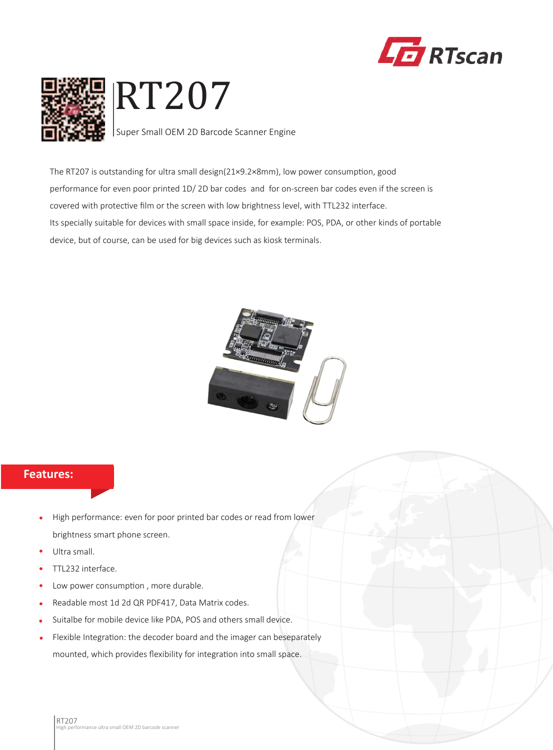# RT207

Super Small OEM 2D Barcode Scanner Engine

The RT207 is outstanding for ultra small design(21×9.2×8mm), low power consumption, good performance for even poor printed 1D/ 2D bar codes and for on-screen bar codes even if the screen is covered with protective film or the screen with low brightness level, with TTL232 interface.

Its specially suitable for devices with small space inside, for example: POS, PDA, or other kinds of portable device, but of course, can be used for big devices such as kiosk terminals.

## Features:

- High performance: even for poor printed bar codes or read from lower brightness smart phone screen.
- Ultra small.
- TTL232 interface.
- Low power consumption , more durable.
- Readable most 1d 2d QR PDF417, Data Matrix codes.
- Suitalbe for mobile device like PDA, POS and others small device.
- Flexible Integration: the decoder board and the imager can beseparately mounted, which provides flexibility for integration into small space.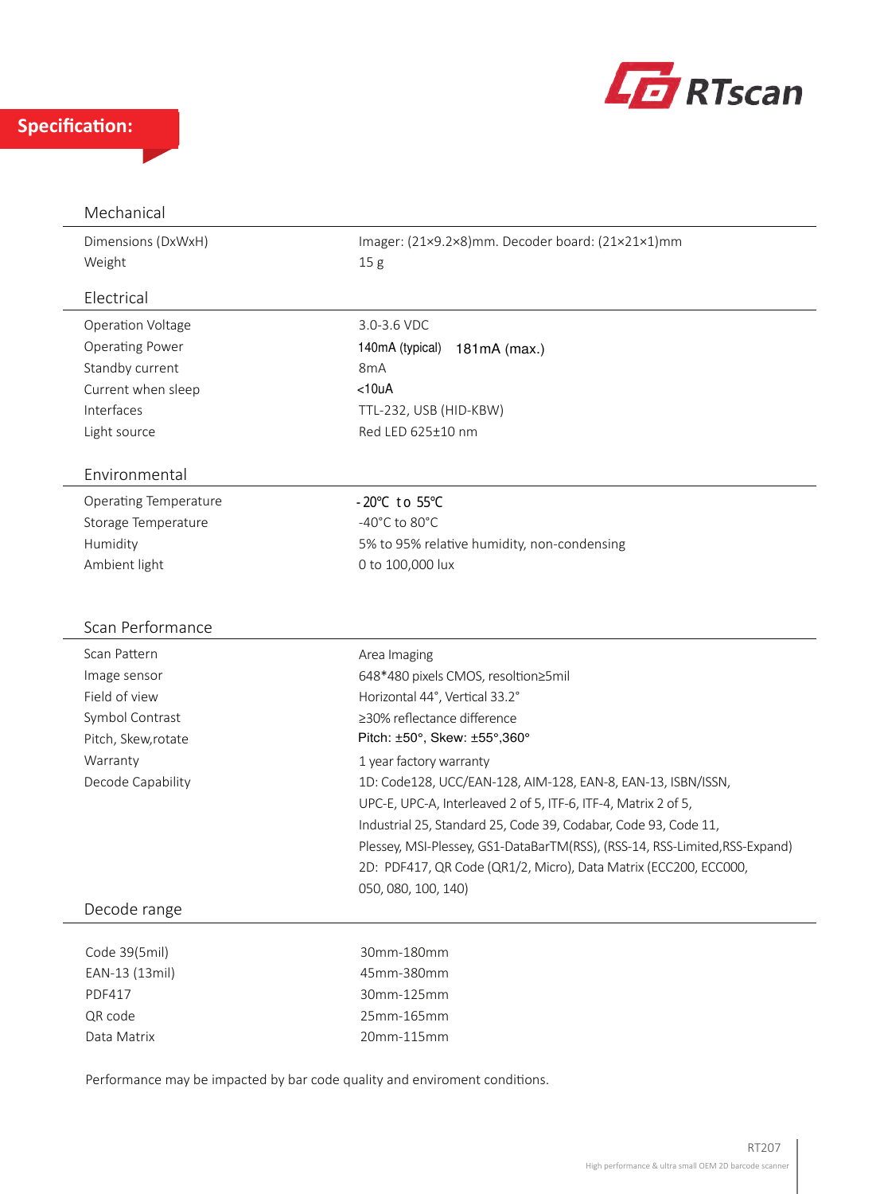# Specification:

## Mechanical

| | |
|---|---|
| Dimensions (DxWxH) | Imager: (21×9.2×8)mm. Decoder board: (21×21×1)mm |
| Weight | 15 g |

## Electrical

| | |
|---|---|
| Operation Voltage | 3.0-3.6 VDC |
| Operating Power | 140mA (typical) 181mA (max.) |
| Standby current | 8mA |
| Current when sleep | <10uA |
| Interfaces | TTL-232, USB (HID-KBW) |
| Light source | Red LED 625±10 nm |

## Environmental

| | |
|---|---|
| Operating Temperature | -20℃ to 55℃ |
| Storage Temperature | -40°C to 80°C |
| Humidity | 5% to 95% relative humidity, non-condensing |
| Ambient light | 0 to 100,000 lux |

## Scan Performance

| | |
|---|---|
| Scan Pattern | Area Imaging |
| Image sensor | 648*480 pixels CMOS, resoltion≥5mil |
| Field of view | Horizontal 44°, Vertical 33.2° |
| Symbol Contrast | ≥30% reflectance difference |
| Pitch, Skew,rotate | Pitch: ±50°, Skew: ±55°,360° |
| Warranty | 1 year factory warranty |
| Decode Capability | 1D: Code128, UCC/EAN-128, AIM-128, EAN-8, EAN-13, ISBN/ISSN, UPC-E, UPC-A, Interleaved 2 of 5, ITF-6, ITF-4, Matrix 2 of 5, Industrial 25, Standard 25, Code 39, Codabar, Code 93, Code 11, Plessey, MSI-Plessey, GS1-DataBarTM(RSS), (RSS-14, RSS-Limited,RSS-Expand) 2D: PDF417, QR Code (QR1/2, Micro), Data Matrix (ECC200, ECC000, 050, 080, 100, 140) |

## Decode range

| | |
|---|---|
| Code 39(5mil) | 30mm-180mm |
| EAN-13 (13mil) | 45mm-380mm |
| PDF417 | 30mm-125mm |
| QR code | 25mm-165mm |
| Data Matrix | 20mm-115mm |

Performance may be impacted by bar code quality and enviroment conditions.